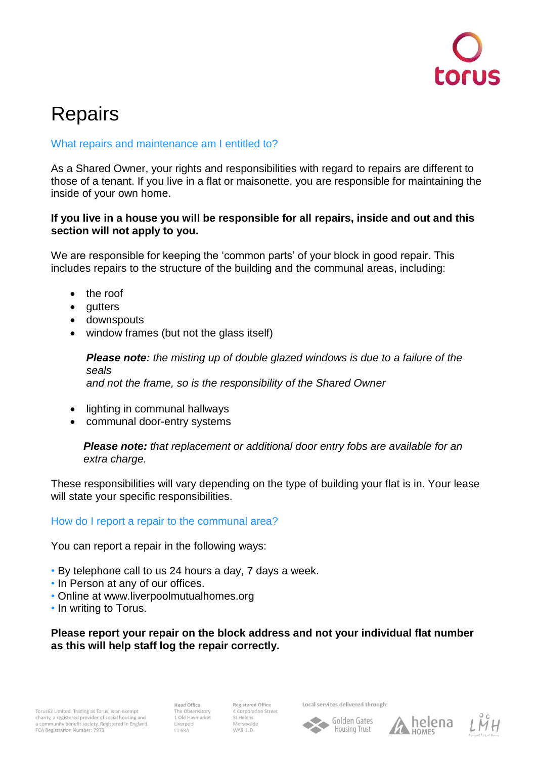# Repairs

## What repairs and maintenance am I entitled to?

As a Shared Owner, your rights and responsibilities with regard to repairs are different to those of a tenant. If you live in a flat or maisonette, you are responsible for maintaining the inside of your own home.

**If you live in a house you will be responsible for all repairs, inside and out and this section will not apply to you.**

We are responsible for keeping the 'common parts' of your block in good repair. This includes repairs to the structure of the building and the communal areas, including:

- the roof
- gutters
- downspouts
- window frames (but not the glass itself)

  ***Please note:*** *the misting up of double glazed windows is due to a failure of the seals and not the frame, so is the responsibility of the Shared Owner*

- lighting in communal hallways
- communal door-entry systems

  ***Please note:*** *that replacement or additional door entry fobs are available for an extra charge.*

These responsibilities will vary depending on the type of building your flat is in. Your lease will state your specific responsibilities.

## How do I report a repair to the communal area?

You can report a repair in the following ways:

- By telephone call to us 24 hours a day, 7 days a week.
- In Person at any of our offices.
- Online at www.liverpoolmutualhomes.org
- In writing to Torus.

**Please report your repair on the block address and not your individual flat number as this will help staff log the repair correctly.**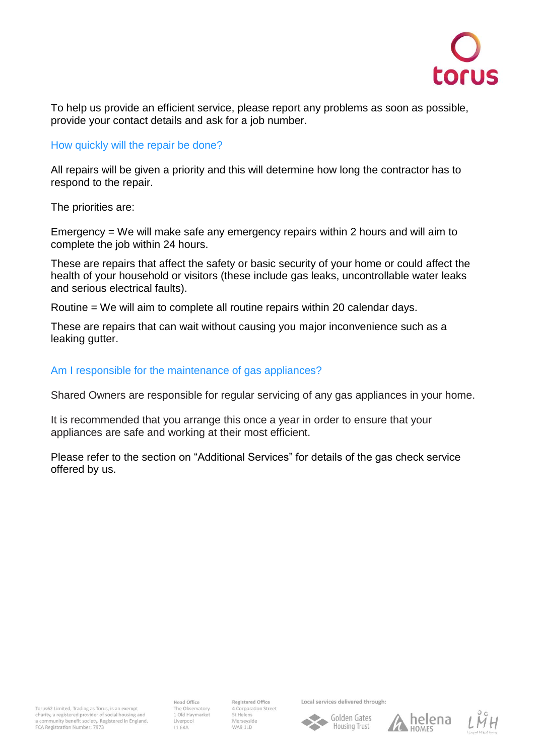To help us provide an efficient service, please report any problems as soon as possible, provide your contact details and ask for a job number.

## How quickly will the repair be done?

All repairs will be given a priority and this will determine how long the contractor has to respond to the repair.

The priorities are:

Emergency = We will make safe any emergency repairs within 2 hours and will aim to complete the job within 24 hours.

These are repairs that affect the safety or basic security of your home or could affect the health of your household or visitors (these include gas leaks, uncontrollable water leaks and serious electrical faults).

Routine = We will aim to complete all routine repairs within 20 calendar days.

These are repairs that can wait without causing you major inconvenience such as a leaking gutter.

## Am I responsible for the maintenance of gas appliances?

Shared Owners are responsible for regular servicing of any gas appliances in your home.

It is recommended that you arrange this once a year in order to ensure that your appliances are safe and working at their most efficient.

Please refer to the section on “Additional Services” for details of the gas check service offered by us.